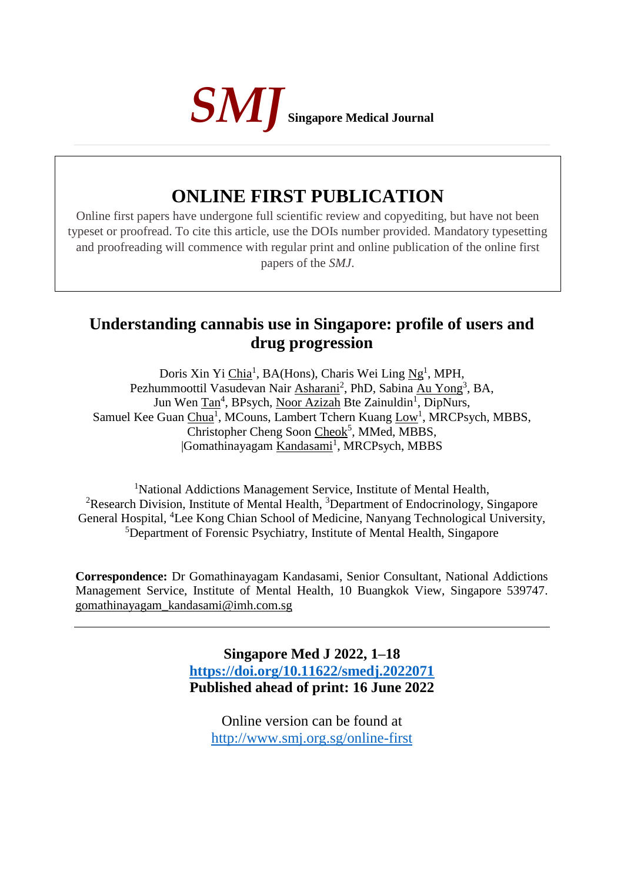**SMJ** **Singapore Medical Journal**

# ONLINE FIRST PUBLICATION

Online first papers have undergone full scientific review and copyediting, but have not been typeset or proofread. To cite this article, use the DOIs number provided. Mandatory typesetting and proofreading will commence with regular print and online publication of the online first papers of the *SMJ*.

# Understanding cannabis use in Singapore: profile of users and drug progression

Doris Xin Yi Chia[1], BA(Hons), Charis Wei Ling Ng[1], MPH, Pezhummoottil Vasudevan Nair Asharani[2], PhD, Sabina Au Yong[3], BA, Jun Wen Tan[4], BPsych, Noor Azizah Bte Zainuldin[1], DipNurs, Samuel Kee Guan Chua[1], MCouns, Lambert Tchern Kuang Low[1], MRCPsych, MBBS, Christopher Cheng Soon Cheok[5], MMed, MBBS, |Gomathinayagam Kandasami[1], MRCPsych, MBBS

[1]National Addictions Management Service, Institute of Mental Health, [2]Research Division, Institute of Mental Health, [3]Department of Endocrinology, Singapore General Hospital, [4]Lee Kong Chian School of Medicine, Nanyang Technological University, [5]Department of Forensic Psychiatry, Institute of Mental Health, Singapore

**Correspondence:** Dr Gomathinayagam Kandasami, Senior Consultant, National Addictions Management Service, Institute of Mental Health, 10 Buangkok View, Singapore 539747. gomathinayagam_kandasami@imh.com.sg

---

**Singapore Med J 2022, 1–18**
**https://doi.org/10.11622/smedj.2022071**
**Published ahead of print: 16 June 2022**

Online version can be found at
http://www.smj.org.sg/online-first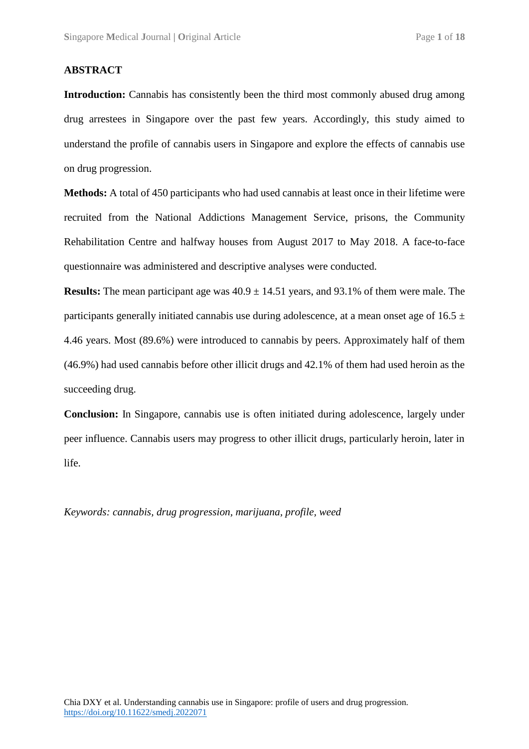**ABSTRACT**

**Introduction:** Cannabis has consistently been the third most commonly abused drug among drug arrestees in Singapore over the past few years. Accordingly, this study aimed to understand the profile of cannabis users in Singapore and explore the effects of cannabis use on drug progression.

**Methods:** A total of 450 participants who had used cannabis at least once in their lifetime were recruited from the National Addictions Management Service, prisons, the Community Rehabilitation Centre and halfway houses from August 2017 to May 2018. A face-to-face questionnaire was administered and descriptive analyses were conducted.

**Results:** The mean participant age was 40.9 ± 14.51 years, and 93.1% of them were male. The participants generally initiated cannabis use during adolescence, at a mean onset age of 16.5 ± 4.46 years. Most (89.6%) were introduced to cannabis by peers. Approximately half of them (46.9%) had used cannabis before other illicit drugs and 42.1% of them had used heroin as the succeeding drug.

**Conclusion:** In Singapore, cannabis use is often initiated during adolescence, largely under peer influence. Cannabis users may progress to other illicit drugs, particularly heroin, later in life.

*Keywords: cannabis, drug progression, marijuana, profile, weed*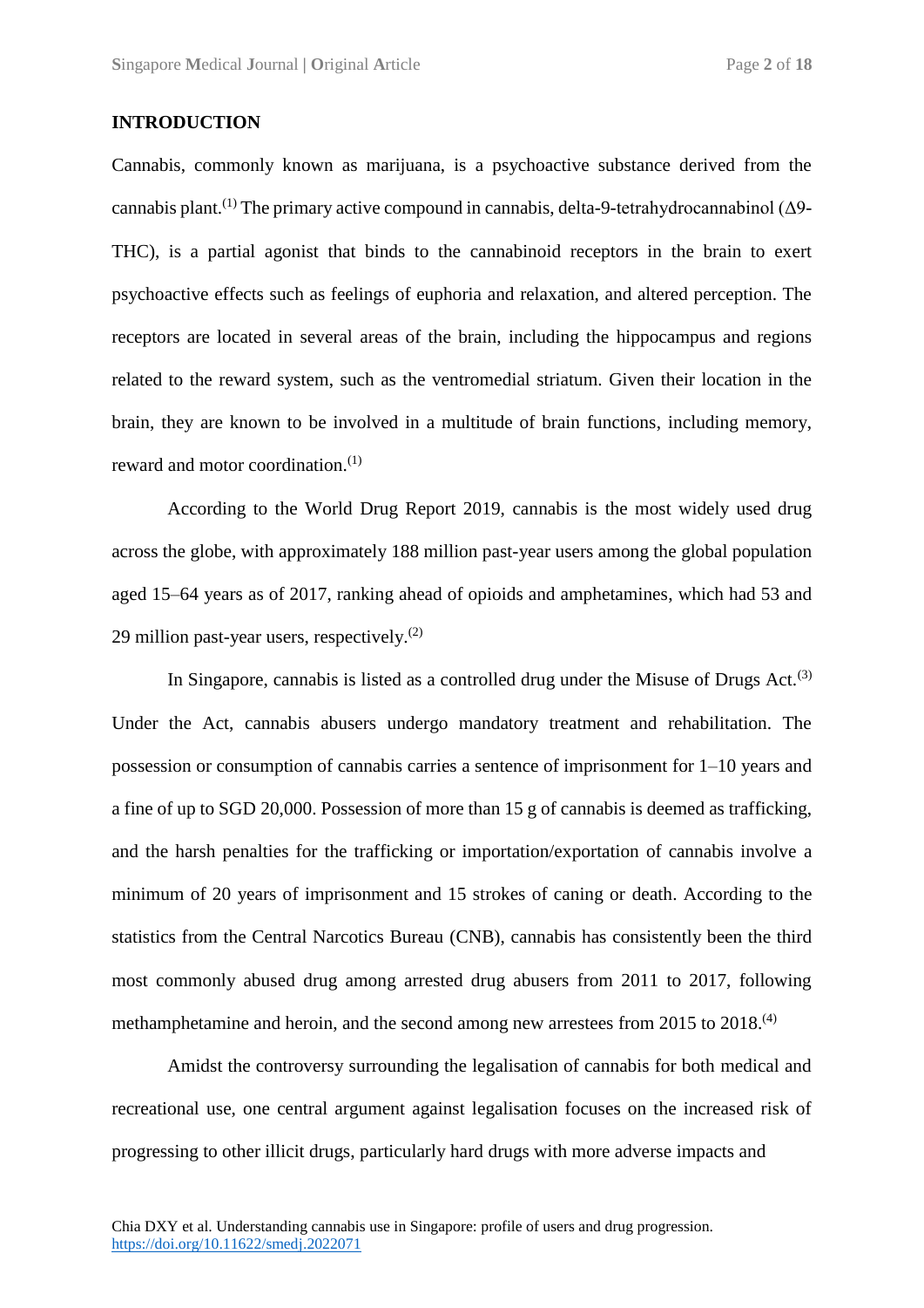## INTRODUCTION

Cannabis, commonly known as marijuana, is a psychoactive substance derived from the cannabis plant.[1] The primary active compound in cannabis, delta-9-tetrahydrocannabinol (Δ9-THC), is a partial agonist that binds to the cannabinoid receptors in the brain to exert psychoactive effects such as feelings of euphoria and relaxation, and altered perception. The receptors are located in several areas of the brain, including the hippocampus and regions related to the reward system, such as the ventromedial striatum. Given their location in the brain, they are known to be involved in a multitude of brain functions, including memory, reward and motor coordination.[1]

According to the World Drug Report 2019, cannabis is the most widely used drug across the globe, with approximately 188 million past-year users among the global population aged 15–64 years as of 2017, ranking ahead of opioids and amphetamines, which had 53 and 29 million past-year users, respectively.[2]

In Singapore, cannabis is listed as a controlled drug under the Misuse of Drugs Act.[3] Under the Act, cannabis abusers undergo mandatory treatment and rehabilitation. The possession or consumption of cannabis carries a sentence of imprisonment for 1–10 years and a fine of up to SGD 20,000. Possession of more than 15 g of cannabis is deemed as trafficking, and the harsh penalties for the trafficking or importation/exportation of cannabis involve a minimum of 20 years of imprisonment and 15 strokes of caning or death. According to the statistics from the Central Narcotics Bureau (CNB), cannabis has consistently been the third most commonly abused drug among arrested drug abusers from 2011 to 2017, following methamphetamine and heroin, and the second among new arrestees from 2015 to 2018.[4]

Amidst the controversy surrounding the legalisation of cannabis for both medical and recreational use, one central argument against legalisation focuses on the increased risk of progressing to other illicit drugs, particularly hard drugs with more adverse impacts and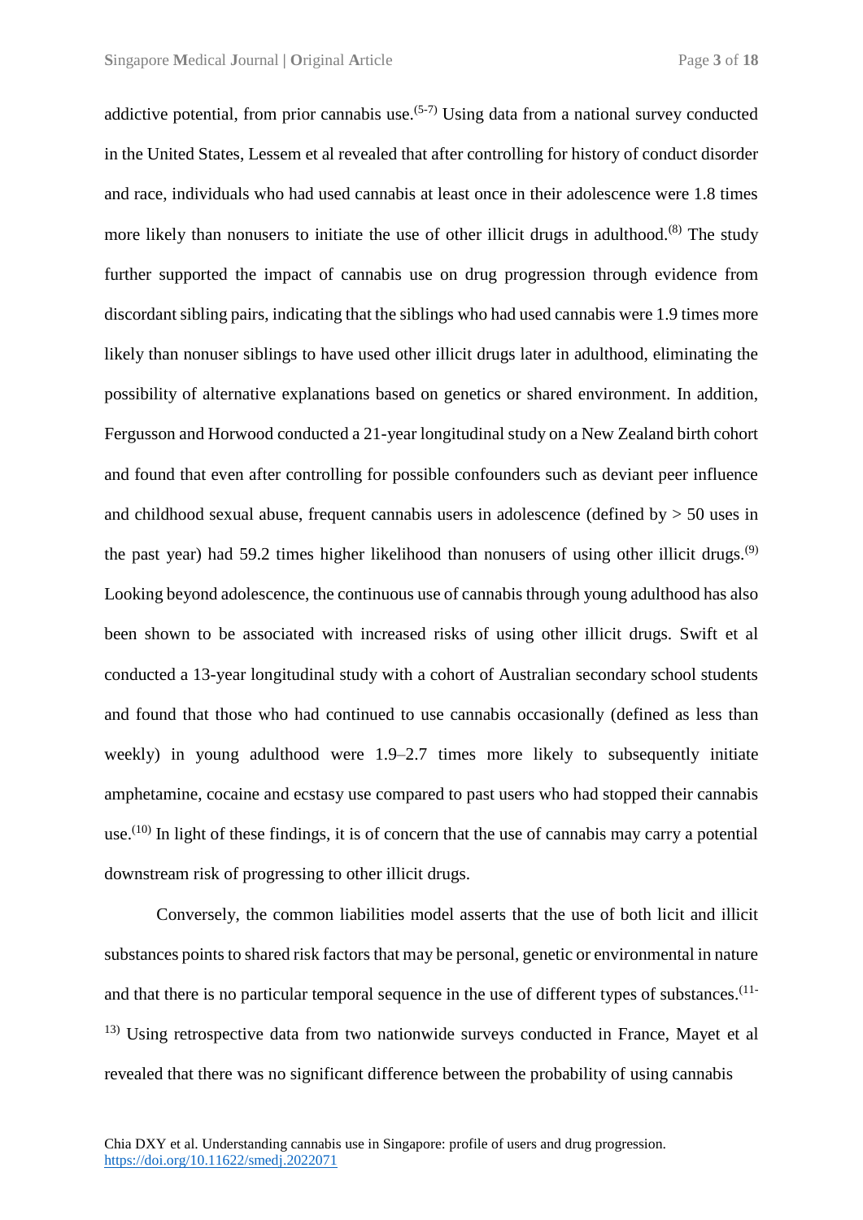addictive potential, from prior cannabis use.[5-7] Using data from a national survey conducted in the United States, Lessem et al revealed that after controlling for history of conduct disorder and race, individuals who had used cannabis at least once in their adolescence were 1.8 times more likely than nonusers to initiate the use of other illicit drugs in adulthood.[8] The study further supported the impact of cannabis use on drug progression through evidence from discordant sibling pairs, indicating that the siblings who had used cannabis were 1.9 times more likely than nonuser siblings to have used other illicit drugs later in adulthood, eliminating the possibility of alternative explanations based on genetics or shared environment. In addition, Fergusson and Horwood conducted a 21-year longitudinal study on a New Zealand birth cohort and found that even after controlling for possible confounders such as deviant peer influence and childhood sexual abuse, frequent cannabis users in adolescence (defined by > 50 uses in the past year) had 59.2 times higher likelihood than nonusers of using other illicit drugs.[9] Looking beyond adolescence, the continuous use of cannabis through young adulthood has also been shown to be associated with increased risks of using other illicit drugs. Swift et al conducted a 13-year longitudinal study with a cohort of Australian secondary school students and found that those who had continued to use cannabis occasionally (defined as less than weekly) in young adulthood were 1.9–2.7 times more likely to subsequently initiate amphetamine, cocaine and ecstasy use compared to past users who had stopped their cannabis use.[10] In light of these findings, it is of concern that the use of cannabis may carry a potential downstream risk of progressing to other illicit drugs.

Conversely, the common liabilities model asserts that the use of both licit and illicit substances points to shared risk factors that may be personal, genetic or environmental in nature and that there is no particular temporal sequence in the use of different types of substances.[11-13] Using retrospective data from two nationwide surveys conducted in France, Mayet et al revealed that there was no significant difference between the probability of using cannabis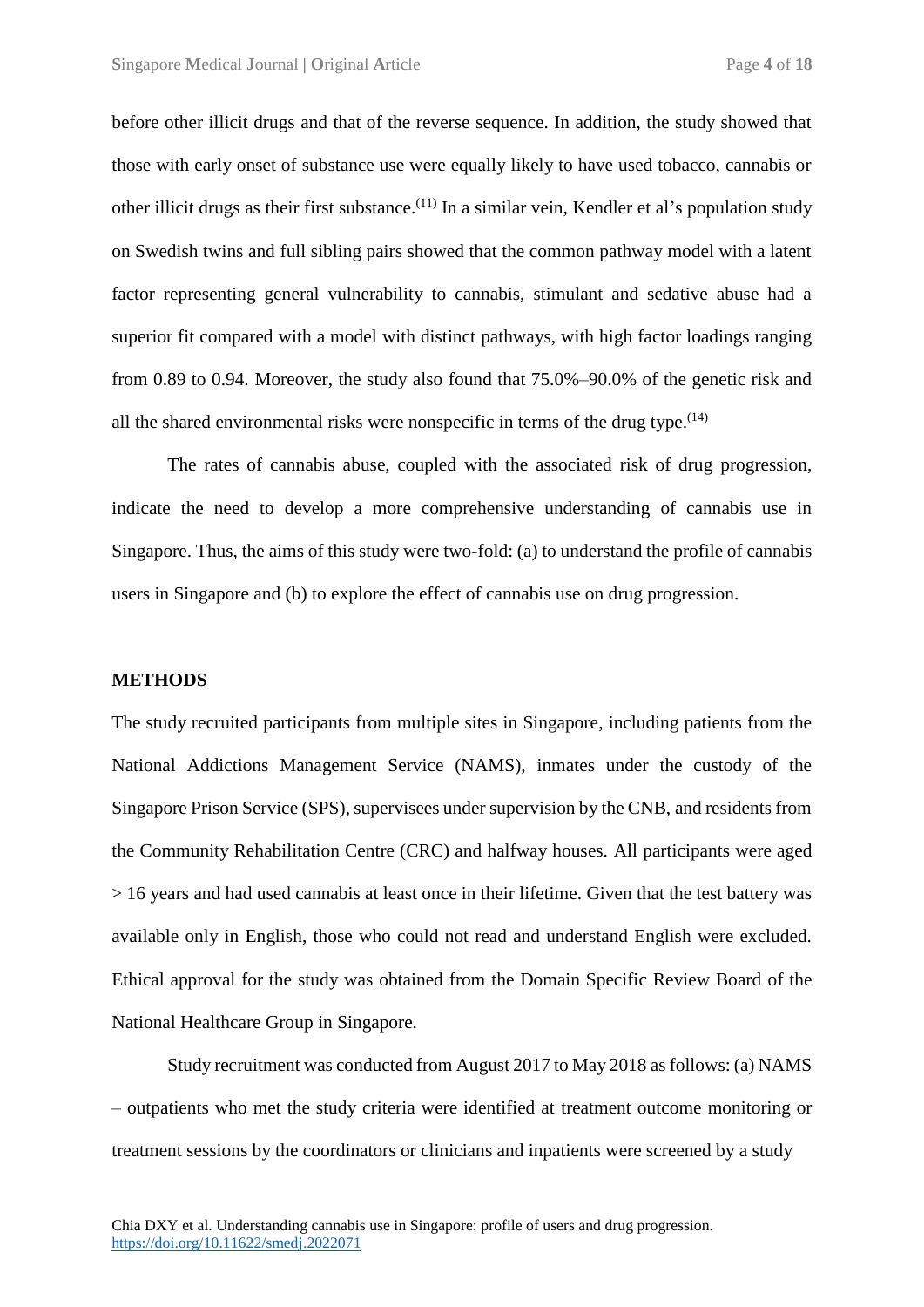before other illicit drugs and that of the reverse sequence. In addition, the study showed that those with early onset of substance use were equally likely to have used tobacco, cannabis or other illicit drugs as their first substance.[11] In a similar vein, Kendler et al's population study on Swedish twins and full sibling pairs showed that the common pathway model with a latent factor representing general vulnerability to cannabis, stimulant and sedative abuse had a superior fit compared with a model with distinct pathways, with high factor loadings ranging from 0.89 to 0.94. Moreover, the study also found that 75.0%–90.0% of the genetic risk and all the shared environmental risks were nonspecific in terms of the drug type.[14]

The rates of cannabis abuse, coupled with the associated risk of drug progression, indicate the need to develop a more comprehensive understanding of cannabis use in Singapore. Thus, the aims of this study were two-fold: (a) to understand the profile of cannabis users in Singapore and (b) to explore the effect of cannabis use on drug progression.

## METHODS

The study recruited participants from multiple sites in Singapore, including patients from the National Addictions Management Service (NAMS), inmates under the custody of the Singapore Prison Service (SPS), supervisees under supervision by the CNB, and residents from the Community Rehabilitation Centre (CRC) and halfway houses. All participants were aged > 16 years and had used cannabis at least once in their lifetime. Given that the test battery was available only in English, those who could not read and understand English were excluded. Ethical approval for the study was obtained from the Domain Specific Review Board of the National Healthcare Group in Singapore.

Study recruitment was conducted from August 2017 to May 2018 as follows: (a) NAMS – outpatients who met the study criteria were identified at treatment outcome monitoring or treatment sessions by the coordinators or clinicians and inpatients were screened by a study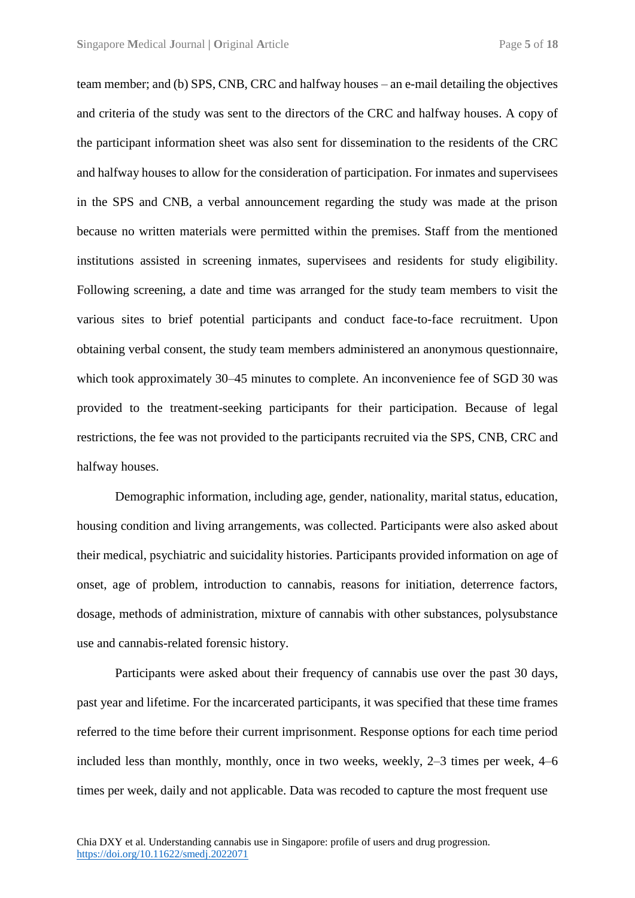team member; and (b) SPS, CNB, CRC and halfway houses – an e-mail detailing the objectives and criteria of the study was sent to the directors of the CRC and halfway houses. A copy of the participant information sheet was also sent for dissemination to the residents of the CRC and halfway houses to allow for the consideration of participation. For inmates and supervisees in the SPS and CNB, a verbal announcement regarding the study was made at the prison because no written materials were permitted within the premises. Staff from the mentioned institutions assisted in screening inmates, supervisees and residents for study eligibility. Following screening, a date and time was arranged for the study team members to visit the various sites to brief potential participants and conduct face-to-face recruitment. Upon obtaining verbal consent, the study team members administered an anonymous questionnaire, which took approximately 30–45 minutes to complete. An inconvenience fee of SGD 30 was provided to the treatment-seeking participants for their participation. Because of legal restrictions, the fee was not provided to the participants recruited via the SPS, CNB, CRC and halfway houses.

Demographic information, including age, gender, nationality, marital status, education, housing condition and living arrangements, was collected. Participants were also asked about their medical, psychiatric and suicidality histories. Participants provided information on age of onset, age of problem, introduction to cannabis, reasons for initiation, deterrence factors, dosage, methods of administration, mixture of cannabis with other substances, polysubstance use and cannabis-related forensic history.

Participants were asked about their frequency of cannabis use over the past 30 days, past year and lifetime. For the incarcerated participants, it was specified that these time frames referred to the time before their current imprisonment. Response options for each time period included less than monthly, monthly, once in two weeks, weekly, 2–3 times per week, 4–6 times per week, daily and not applicable. Data was recoded to capture the most frequent use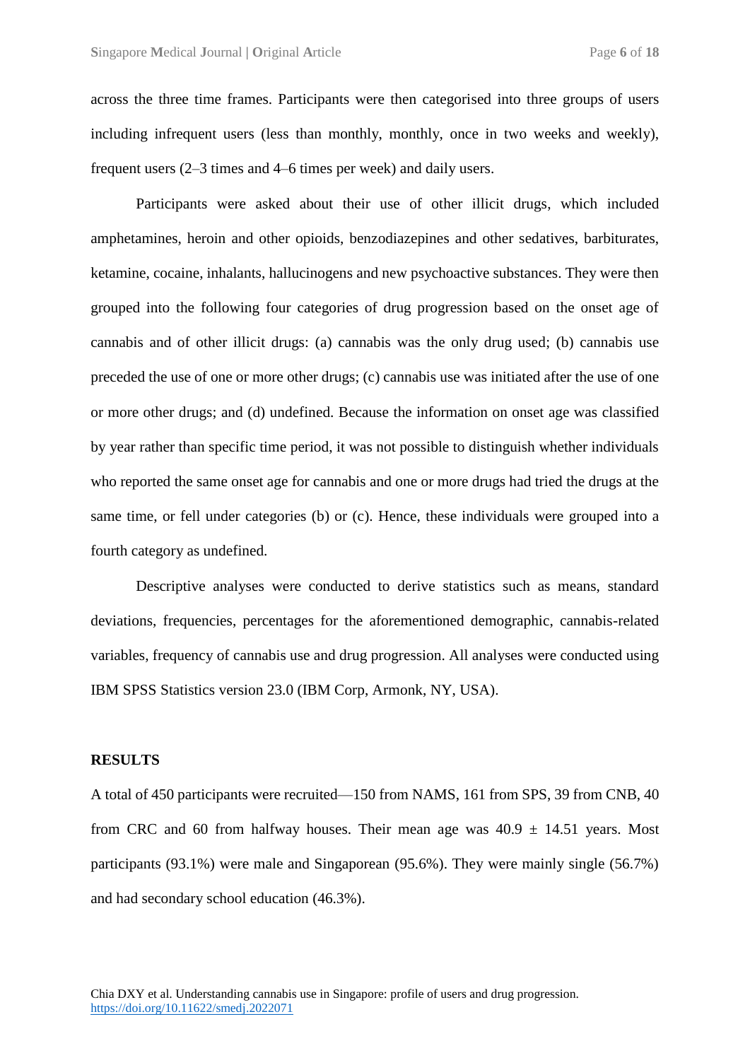across the three time frames. Participants were then categorised into three groups of users including infrequent users (less than monthly, monthly, once in two weeks and weekly), frequent users (2–3 times and 4–6 times per week) and daily users.

Participants were asked about their use of other illicit drugs, which included amphetamines, heroin and other opioids, benzodiazepines and other sedatives, barbiturates, ketamine, cocaine, inhalants, hallucinogens and new psychoactive substances. They were then grouped into the following four categories of drug progression based on the onset age of cannabis and of other illicit drugs: (a) cannabis was the only drug used; (b) cannabis use preceded the use of one or more other drugs; (c) cannabis use was initiated after the use of one or more other drugs; and (d) undefined. Because the information on onset age was classified by year rather than specific time period, it was not possible to distinguish whether individuals who reported the same onset age for cannabis and one or more drugs had tried the drugs at the same time, or fell under categories (b) or (c). Hence, these individuals were grouped into a fourth category as undefined.

Descriptive analyses were conducted to derive statistics such as means, standard deviations, frequencies, percentages for the aforementioned demographic, cannabis-related variables, frequency of cannabis use and drug progression. All analyses were conducted using IBM SPSS Statistics version 23.0 (IBM Corp, Armonk, NY, USA).

## RESULTS

A total of 450 participants were recruited—150 from NAMS, 161 from SPS, 39 from CNB, 40 from CRC and 60 from halfway houses. Their mean age was 40.9 ± 14.51 years. Most participants (93.1%) were male and Singaporean (95.6%). They were mainly single (56.7%) and had secondary school education (46.3%).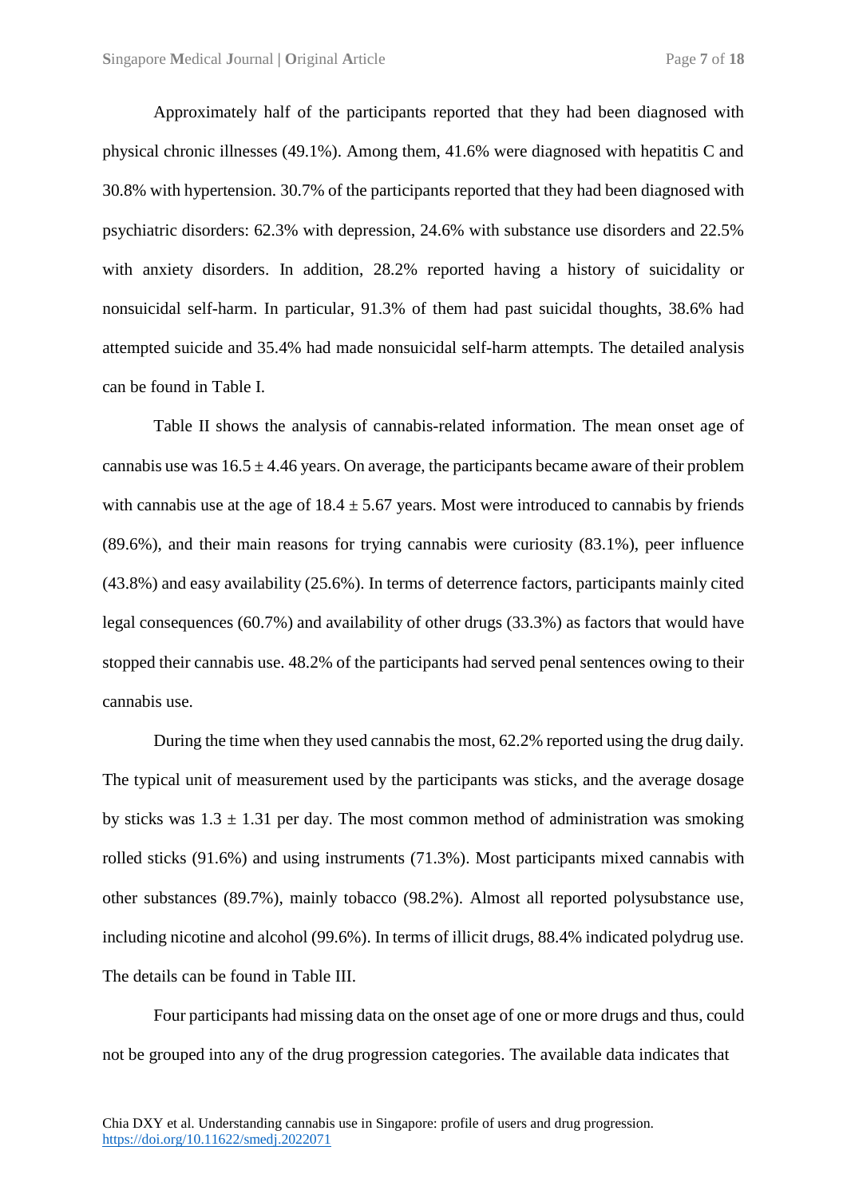Approximately half of the participants reported that they had been diagnosed with physical chronic illnesses (49.1%). Among them, 41.6% were diagnosed with hepatitis C and 30.8% with hypertension. 30.7% of the participants reported that they had been diagnosed with psychiatric disorders: 62.3% with depression, 24.6% with substance use disorders and 22.5% with anxiety disorders. In addition, 28.2% reported having a history of suicidality or nonsuicidal self-harm. In particular, 91.3% of them had past suicidal thoughts, 38.6% had attempted suicide and 35.4% had made nonsuicidal self-harm attempts. The detailed analysis can be found in Table I.

Table II shows the analysis of cannabis-related information. The mean onset age of cannabis use was $16.5 \pm 4.46$ years. On average, the participants became aware of their problem with cannabis use at the age of $18.4 \pm 5.67$ years. Most were introduced to cannabis by friends (89.6%), and their main reasons for trying cannabis were curiosity (83.1%), peer influence (43.8%) and easy availability (25.6%). In terms of deterrence factors, participants mainly cited legal consequences (60.7%) and availability of other drugs (33.3%) as factors that would have stopped their cannabis use. 48.2% of the participants had served penal sentences owing to their cannabis use.

During the time when they used cannabis the most, 62.2% reported using the drug daily. The typical unit of measurement used by the participants was sticks, and the average dosage by sticks was $1.3 \pm 1.31$ per day. The most common method of administration was smoking rolled sticks (91.6%) and using instruments (71.3%). Most participants mixed cannabis with other substances (89.7%), mainly tobacco (98.2%). Almost all reported polysubstance use, including nicotine and alcohol (99.6%). In terms of illicit drugs, 88.4% indicated polydrug use. The details can be found in Table III.

Four participants had missing data on the onset age of one or more drugs and thus, could not be grouped into any of the drug progression categories. The available data indicates that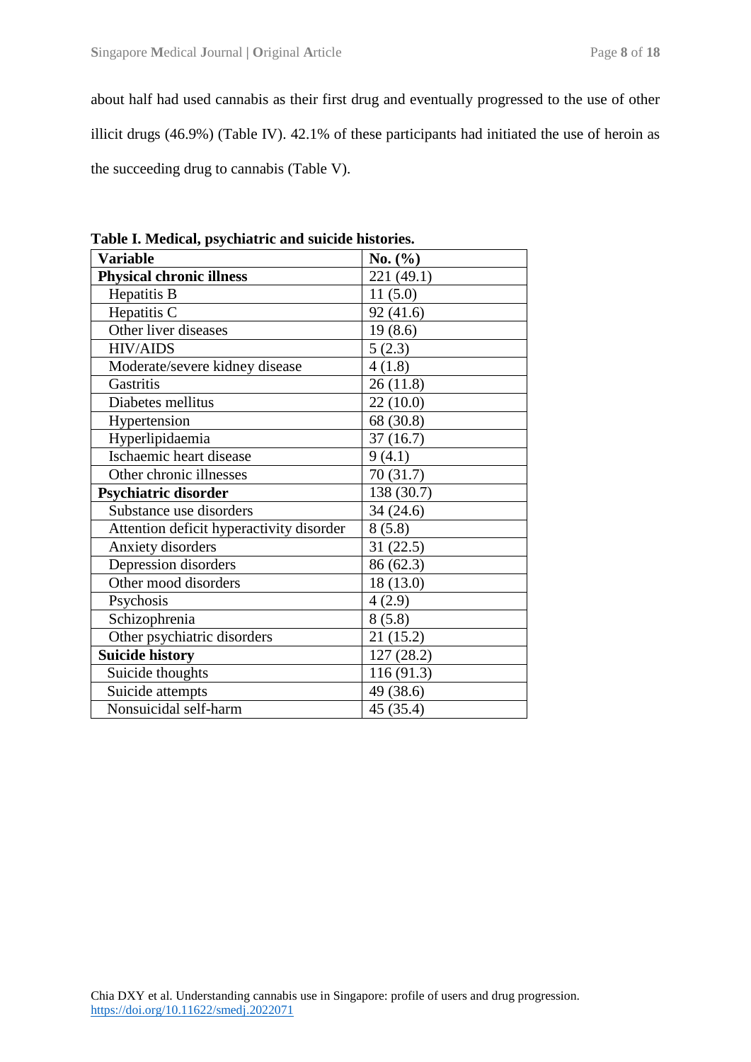about half had used cannabis as their first drug and eventually progressed to the use of other illicit drugs (46.9%) (Table IV). 42.1% of these participants had initiated the use of heroin as the succeeding drug to cannabis (Table V).

**Table I. Medical, psychiatric and suicide histories.**

| Variable | No. (%) |
|---|---|
| **Physical chronic illness** | 221 (49.1) |
| Hepatitis B | 11 (5.0) |
| Hepatitis C | 92 (41.6) |
| Other liver diseases | 19 (8.6) |
| HIV/AIDS | 5 (2.3) |
| Moderate/severe kidney disease | 4 (1.8) |
| Gastritis | 26 (11.8) |
| Diabetes mellitus | 22 (10.0) |
| Hypertension | 68 (30.8) |
| Hyperlipidaemia | 37 (16.7) |
| Ischaemic heart disease | 9 (4.1) |
| Other chronic illnesses | 70 (31.7) |
| **Psychiatric disorder** | 138 (30.7) |
| Substance use disorders | 34 (24.6) |
| Attention deficit hyperactivity disorder | 8 (5.8) |
| Anxiety disorders | 31 (22.5) |
| Depression disorders | 86 (62.3) |
| Other mood disorders | 18 (13.0) |
| Psychosis | 4 (2.9) |
| Schizophrenia | 8 (5.8) |
| Other psychiatric disorders | 21 (15.2) |
| **Suicide history** | 127 (28.2) |
| Suicide thoughts | 116 (91.3) |
| Suicide attempts | 49 (38.6) |
| Nonsuicidal self-harm | 45 (35.4) |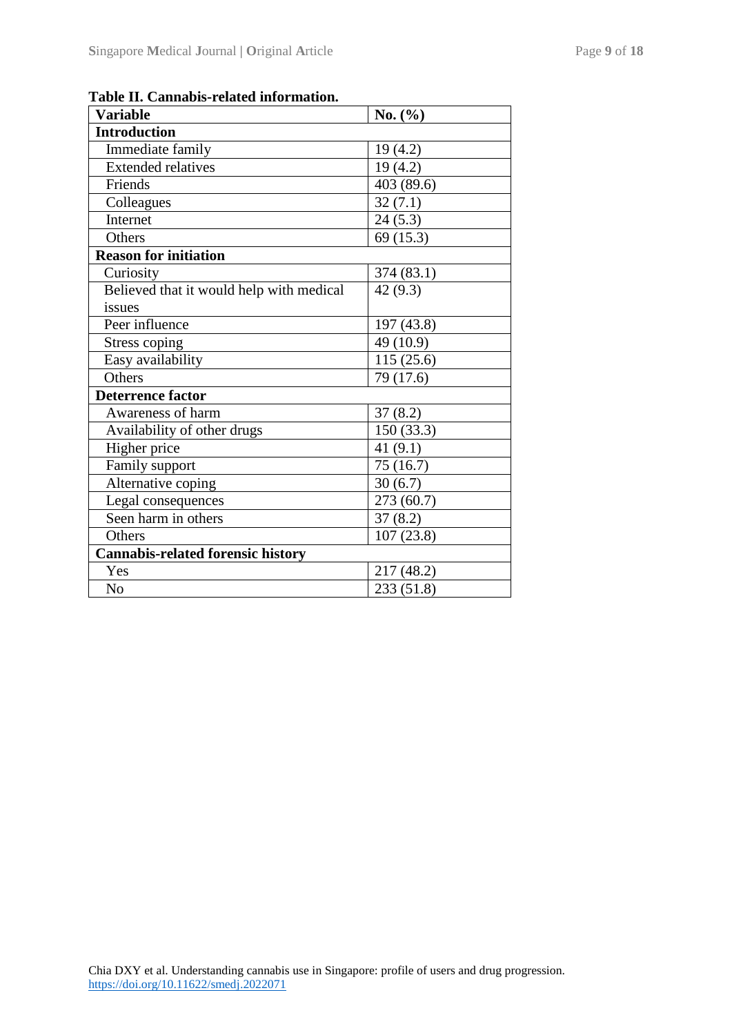**Table II. Cannabis-related information.**

| Variable | No. (%) |
|---|---|
| **Introduction** | |
| Immediate family | 19 (4.2) |
| Extended relatives | 19 (4.2) |
| Friends | 403 (89.6) |
| Colleagues | 32 (7.1) |
| Internet | 24 (5.3) |
| Others | 69 (15.3) |
| **Reason for initiation** | |
| Curiosity | 374 (83.1) |
| Believed that it would help with medical issues | 42 (9.3) |
| Peer influence | 197 (43.8) |
| Stress coping | 49 (10.9) |
| Easy availability | 115 (25.6) |
| Others | 79 (17.6) |
| **Deterrence factor** | |
| Awareness of harm | 37 (8.2) |
| Availability of other drugs | 150 (33.3) |
| Higher price | 41 (9.1) |
| Family support | 75 (16.7) |
| Alternative coping | 30 (6.7) |
| Legal consequences | 273 (60.7) |
| Seen harm in others | 37 (8.2) |
| Others | 107 (23.8) |
| **Cannabis-related forensic history** | |
| Yes | 217 (48.2) |
| No | 233 (51.8) |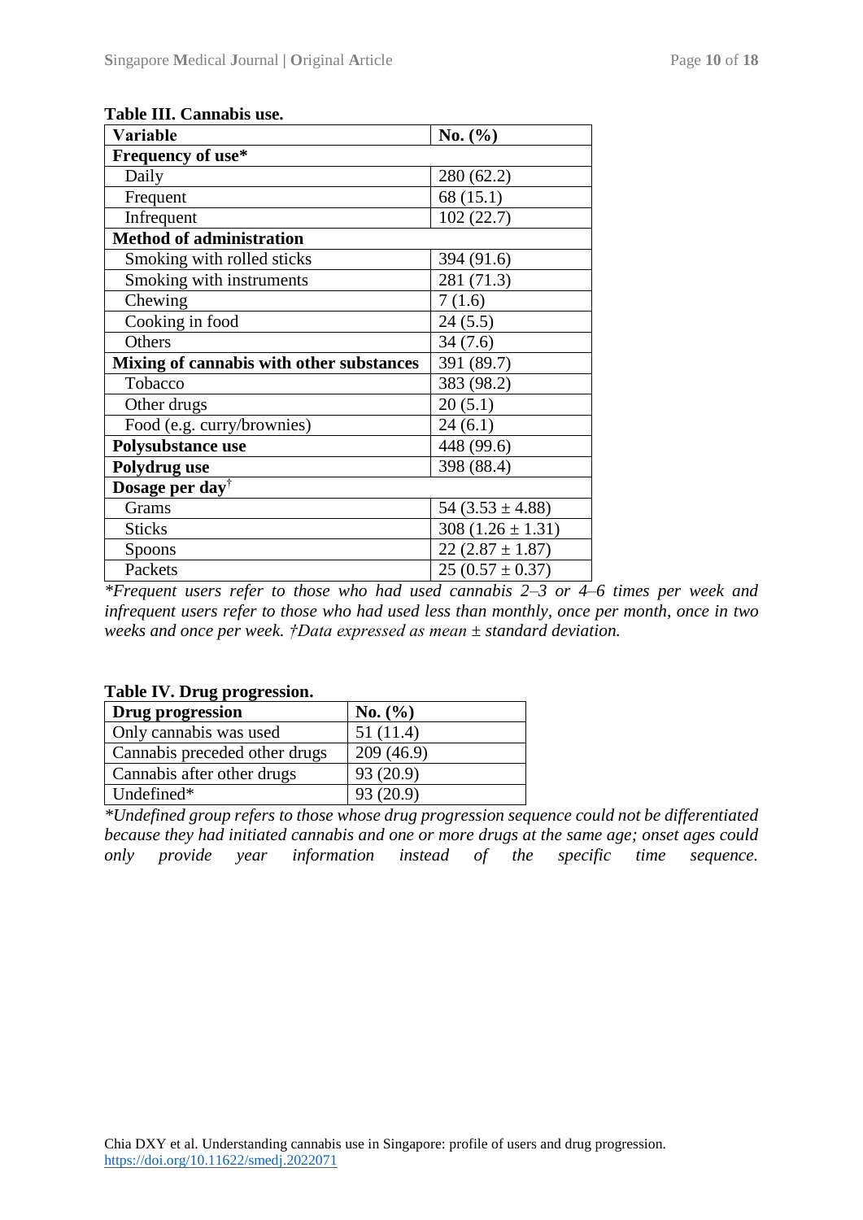**Table III. Cannabis use.**

| Variable | No. (%) |
|---|---|
| **Frequency of use*** | |
| Daily | 280 (62.2) |
| Frequent | 68 (15.1) |
| Infrequent | 102 (22.7) |
| **Method of administration** | |
| Smoking with rolled sticks | 394 (91.6) |
| Smoking with instruments | 281 (71.3) |
| Chewing | 7 (1.6) |
| Cooking in food | 24 (5.5) |
| Others | 34 (7.6) |
| **Mixing of cannabis with other substances** | 391 (89.7) |
| Tobacco | 383 (98.2) |
| Other drugs | 20 (5.1) |
| Food (e.g. curry/brownies) | 24 (6.1) |
| **Polysubstance use** | 448 (99.6) |
| **Polydrug use** | 398 (88.4) |
| **Dosage per day**[†] | |
| Grams | 54 (3.53 ± 4.88) |
| Sticks | 308 (1.26 ± 1.31) |
| Spoons | 22 (2.87 ± 1.87) |
| Packets | 25 (0.57 ± 0.37) |

*\*Frequent users refer to those who had used cannabis 2–3 or 4–6 times per week and infrequent users refer to those who had used less than monthly, once per month, once in two weeks and once per week. †Data expressed as mean ± standard deviation.*

**Table IV. Drug progression.**

| Drug progression | No. (%) |
|---|---|
| Only cannabis was used | 51 (11.4) |
| Cannabis preceded other drugs | 209 (46.9) |
| Cannabis after other drugs | 93 (20.9) |
| Undefined* | 93 (20.9) |

*\*Undefined group refers to those whose drug progression sequence could not be differentiated because they had initiated cannabis and one or more drugs at the same age; onset ages could only provide year information instead of the specific time sequence.*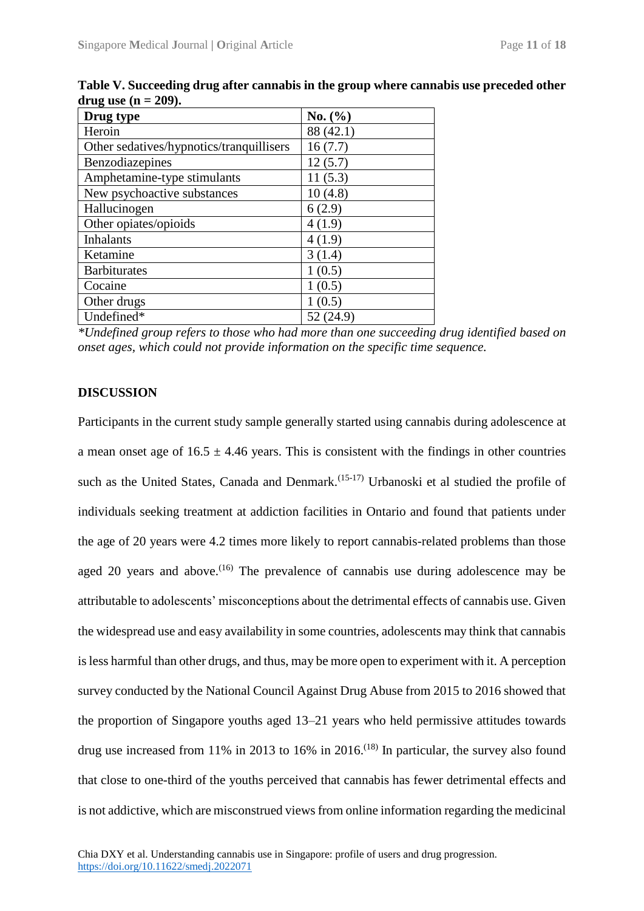**Table V. Succeeding drug after cannabis in the group where cannabis use preceded other drug use (n = 209).**

| Drug type | No. (%) |
|---|---|
| Heroin | 88 (42.1) |
| Other sedatives/hypnotics/tranquillisers | 16 (7.7) |
| Benzodiazepines | 12 (5.7) |
| Amphetamine-type stimulants | 11 (5.3) |
| New psychoactive substances | 10 (4.8) |
| Hallucinogen | 6 (2.9) |
| Other opiates/opioids | 4 (1.9) |
| Inhalants | 4 (1.9) |
| Ketamine | 3 (1.4) |
| Barbiturates | 1 (0.5) |
| Cocaine | 1 (0.5) |
| Other drugs | 1 (0.5) |
| Undefined* | 52 (24.9) |

*\*Undefined group refers to those who had more than one succeeding drug identified based on onset ages, which could not provide information on the specific time sequence.*

## DISCUSSION

Participants in the current study sample generally started using cannabis during adolescence at a mean onset age of $16.5 \pm 4.46$ years. This is consistent with the findings in other countries such as the United States, Canada and Denmark.[15-17] Urbanoski et al studied the profile of individuals seeking treatment at addiction facilities in Ontario and found that patients under the age of 20 years were 4.2 times more likely to report cannabis-related problems than those aged 20 years and above.[16] The prevalence of cannabis use during adolescence may be attributable to adolescents' misconceptions about the detrimental effects of cannabis use. Given the widespread use and easy availability in some countries, adolescents may think that cannabis is less harmful than other drugs, and thus, may be more open to experiment with it. A perception survey conducted by the National Council Against Drug Abuse from 2015 to 2016 showed that the proportion of Singapore youths aged 13–21 years who held permissive attitudes towards drug use increased from 11% in 2013 to 16% in 2016.[18] In particular, the survey also found that close to one-third of the youths perceived that cannabis has fewer detrimental effects and is not addictive, which are misconstrued views from online information regarding the medicinal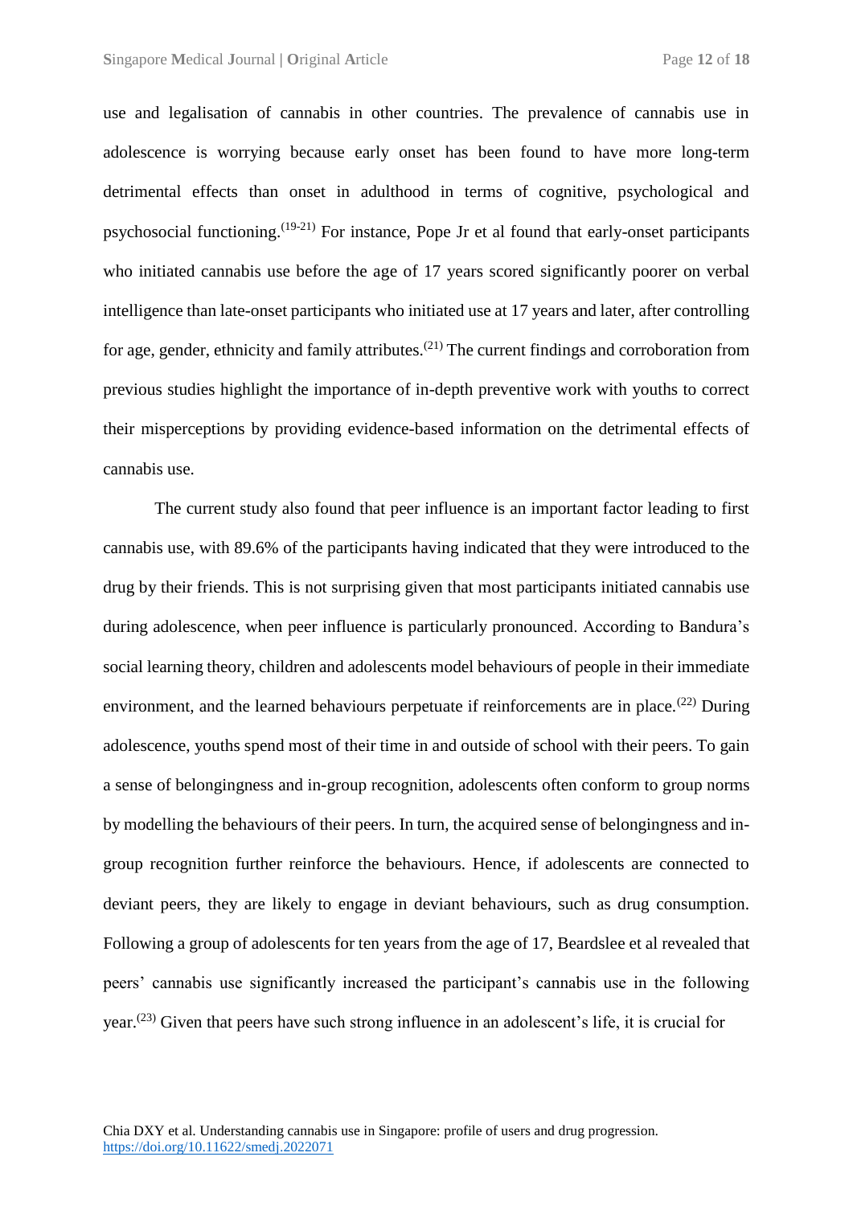use and legalisation of cannabis in other countries. The prevalence of cannabis use in adolescence is worrying because early onset has been found to have more long-term detrimental effects than onset in adulthood in terms of cognitive, psychological and psychosocial functioning.[19-21] For instance, Pope Jr et al found that early-onset participants who initiated cannabis use before the age of 17 years scored significantly poorer on verbal intelligence than late-onset participants who initiated use at 17 years and later, after controlling for age, gender, ethnicity and family attributes.[21] The current findings and corroboration from previous studies highlight the importance of in-depth preventive work with youths to correct their misperceptions by providing evidence-based information on the detrimental effects of cannabis use.

The current study also found that peer influence is an important factor leading to first cannabis use, with 89.6% of the participants having indicated that they were introduced to the drug by their friends. This is not surprising given that most participants initiated cannabis use during adolescence, when peer influence is particularly pronounced. According to Bandura's social learning theory, children and adolescents model behaviours of people in their immediate environment, and the learned behaviours perpetuate if reinforcements are in place.[22] During adolescence, youths spend most of their time in and outside of school with their peers. To gain a sense of belongingness and in-group recognition, adolescents often conform to group norms by modelling the behaviours of their peers. In turn, the acquired sense of belongingness and in-group recognition further reinforce the behaviours. Hence, if adolescents are connected to deviant peers, they are likely to engage in deviant behaviours, such as drug consumption. Following a group of adolescents for ten years from the age of 17, Beardslee et al revealed that peers' cannabis use significantly increased the participant's cannabis use in the following year.[23] Given that peers have such strong influence in an adolescent's life, it is crucial for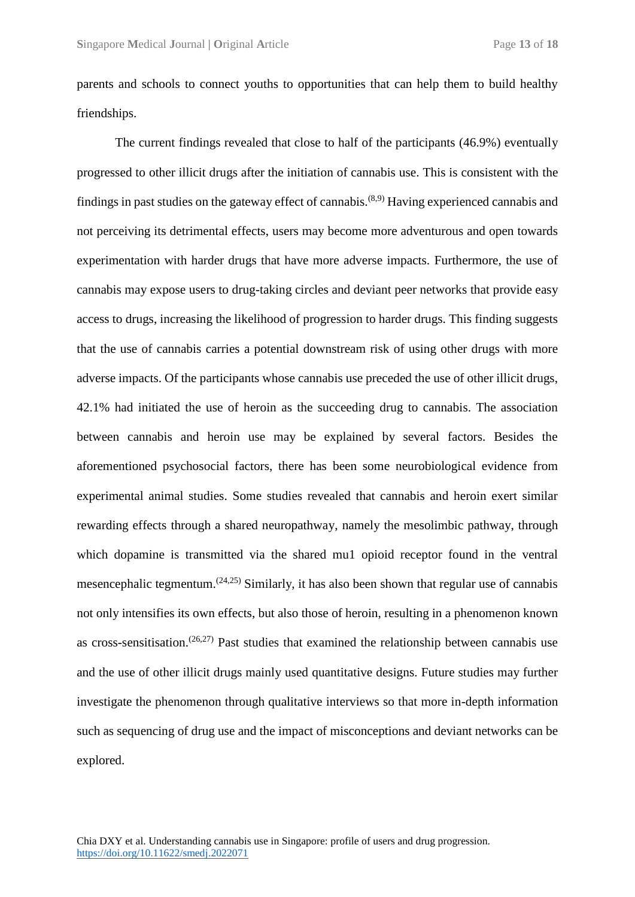parents and schools to connect youths to opportunities that can help them to build healthy friendships.

The current findings revealed that close to half of the participants (46.9%) eventually progressed to other illicit drugs after the initiation of cannabis use. This is consistent with the findings in past studies on the gateway effect of cannabis.[8,9] Having experienced cannabis and not perceiving its detrimental effects, users may become more adventurous and open towards experimentation with harder drugs that have more adverse impacts. Furthermore, the use of cannabis may expose users to drug-taking circles and deviant peer networks that provide easy access to drugs, increasing the likelihood of progression to harder drugs. This finding suggests that the use of cannabis carries a potential downstream risk of using other drugs with more adverse impacts. Of the participants whose cannabis use preceded the use of other illicit drugs, 42.1% had initiated the use of heroin as the succeeding drug to cannabis. The association between cannabis and heroin use may be explained by several factors. Besides the aforementioned psychosocial factors, there has been some neurobiological evidence from experimental animal studies. Some studies revealed that cannabis and heroin exert similar rewarding effects through a shared neuropathway, namely the mesolimbic pathway, through which dopamine is transmitted via the shared mu1 opioid receptor found in the ventral mesencephalic tegmentum.[24,25] Similarly, it has also been shown that regular use of cannabis not only intensifies its own effects, but also those of heroin, resulting in a phenomenon known as cross-sensitisation.[26,27] Past studies that examined the relationship between cannabis use and the use of other illicit drugs mainly used quantitative designs. Future studies may further investigate the phenomenon through qualitative interviews so that more in-depth information such as sequencing of drug use and the impact of misconceptions and deviant networks can be explored.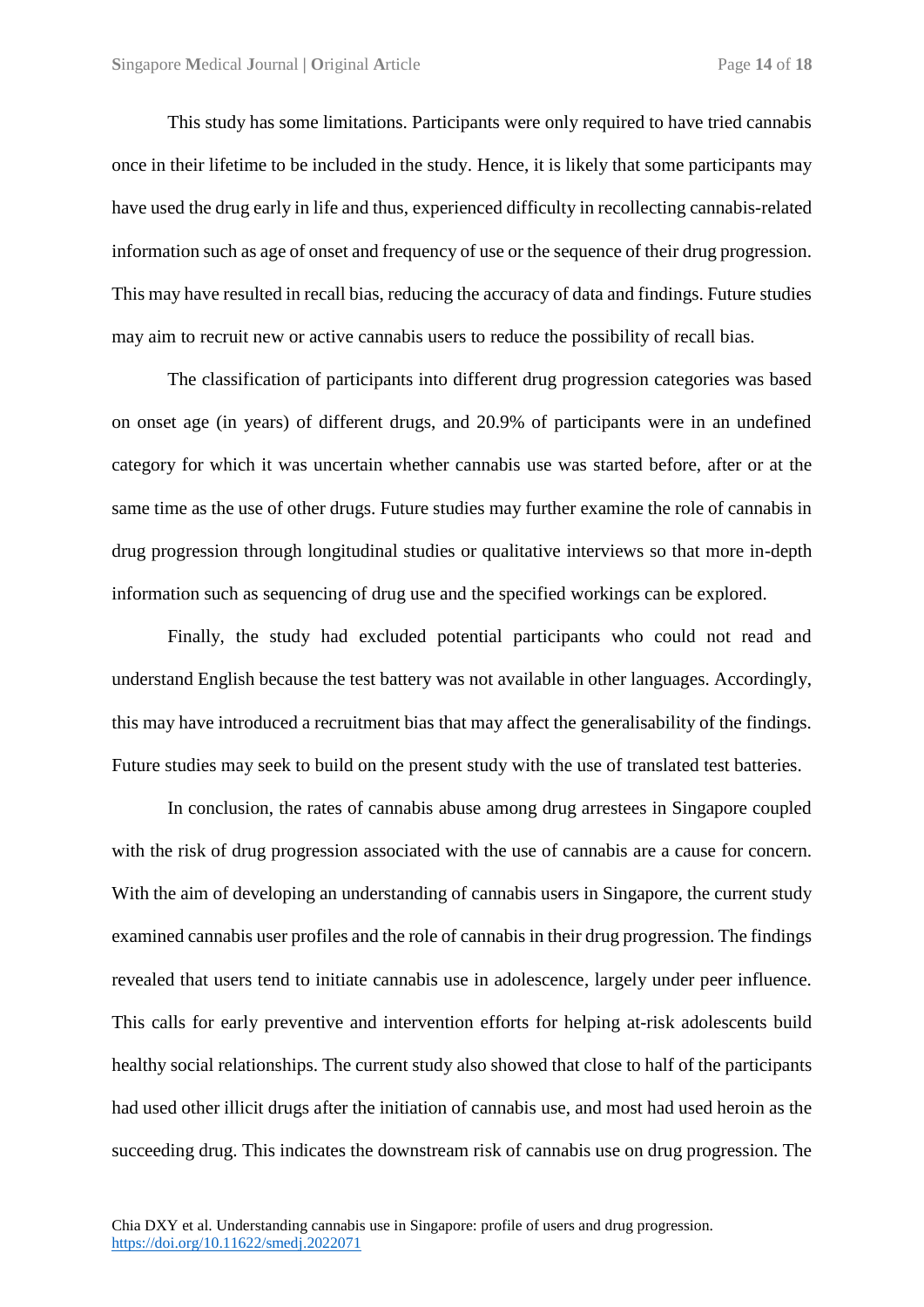This study has some limitations. Participants were only required to have tried cannabis once in their lifetime to be included in the study. Hence, it is likely that some participants may have used the drug early in life and thus, experienced difficulty in recollecting cannabis-related information such as age of onset and frequency of use or the sequence of their drug progression. This may have resulted in recall bias, reducing the accuracy of data and findings. Future studies may aim to recruit new or active cannabis users to reduce the possibility of recall bias.

The classification of participants into different drug progression categories was based on onset age (in years) of different drugs, and 20.9% of participants were in an undefined category for which it was uncertain whether cannabis use was started before, after or at the same time as the use of other drugs. Future studies may further examine the role of cannabis in drug progression through longitudinal studies or qualitative interviews so that more in-depth information such as sequencing of drug use and the specified workings can be explored.

Finally, the study had excluded potential participants who could not read and understand English because the test battery was not available in other languages. Accordingly, this may have introduced a recruitment bias that may affect the generalisability of the findings. Future studies may seek to build on the present study with the use of translated test batteries.

In conclusion, the rates of cannabis abuse among drug arrestees in Singapore coupled with the risk of drug progression associated with the use of cannabis are a cause for concern. With the aim of developing an understanding of cannabis users in Singapore, the current study examined cannabis user profiles and the role of cannabis in their drug progression. The findings revealed that users tend to initiate cannabis use in adolescence, largely under peer influence. This calls for early preventive and intervention efforts for helping at-risk adolescents build healthy social relationships. The current study also showed that close to half of the participants had used other illicit drugs after the initiation of cannabis use, and most had used heroin as the succeeding drug. This indicates the downstream risk of cannabis use on drug progression. The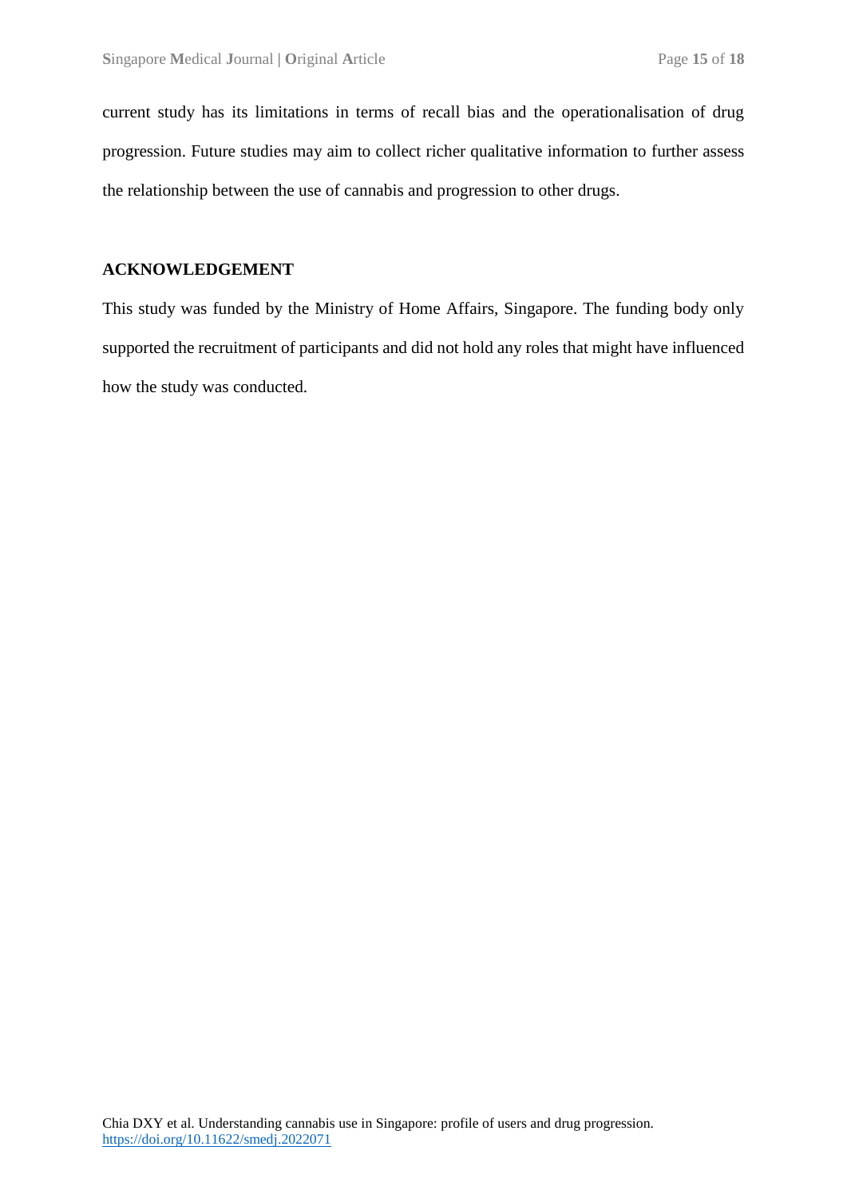current study has its limitations in terms of recall bias and the operationalisation of drug progression. Future studies may aim to collect richer qualitative information to further assess the relationship between the use of cannabis and progression to other drugs.

## ACKNOWLEDGEMENT

This study was funded by the Ministry of Home Affairs, Singapore. The funding body only supported the recruitment of participants and did not hold any roles that might have influenced how the study was conducted.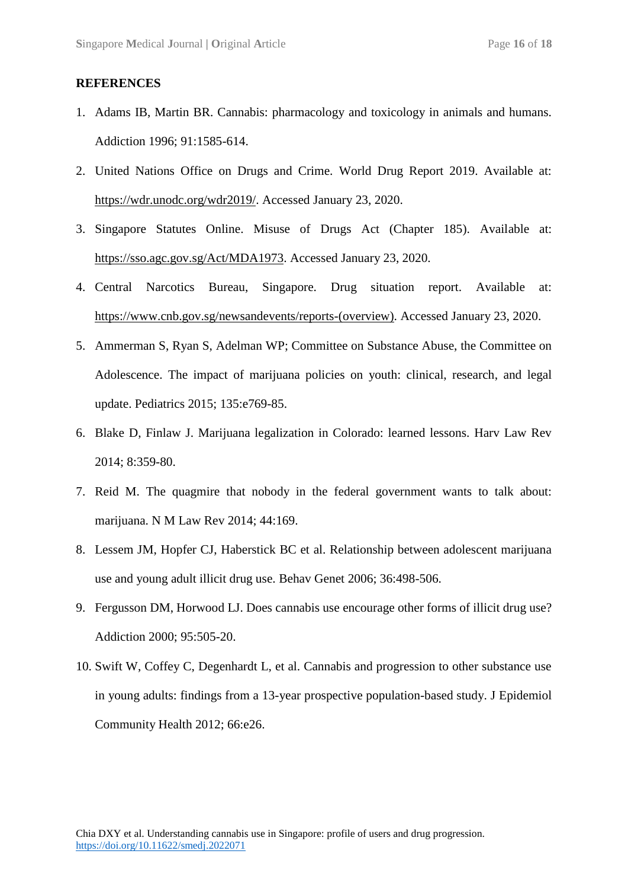## REFERENCES

1. Adams IB, Martin BR. Cannabis: pharmacology and toxicology in animals and humans. Addiction 1996; 91:1585-614.
2. United Nations Office on Drugs and Crime. World Drug Report 2019. Available at: https://wdr.unodc.org/wdr2019/. Accessed January 23, 2020.
3. Singapore Statutes Online. Misuse of Drugs Act (Chapter 185). Available at: https://sso.agc.gov.sg/Act/MDA1973. Accessed January 23, 2020.
4. Central Narcotics Bureau, Singapore. Drug situation report. Available at: https://www.cnb.gov.sg/newsandevents/reports-(overview). Accessed January 23, 2020.
5. Ammerman S, Ryan S, Adelman WP; Committee on Substance Abuse, the Committee on Adolescence. The impact of marijuana policies on youth: clinical, research, and legal update. Pediatrics 2015; 135:e769-85.
6. Blake D, Finlaw J. Marijuana legalization in Colorado: learned lessons. Harv Law Rev 2014; 8:359-80.
7. Reid M. The quagmire that nobody in the federal government wants to talk about: marijuana. N M Law Rev 2014; 44:169.
8. Lessem JM, Hopfer CJ, Haberstick BC et al. Relationship between adolescent marijuana use and young adult illicit drug use. Behav Genet 2006; 36:498-506.
9. Fergusson DM, Horwood LJ. Does cannabis use encourage other forms of illicit drug use? Addiction 2000; 95:505-20.
10. Swift W, Coffey C, Degenhardt L, et al. Cannabis and progression to other substance use in young adults: findings from a 13-year prospective population-based study. J Epidemiol Community Health 2012; 66:e26.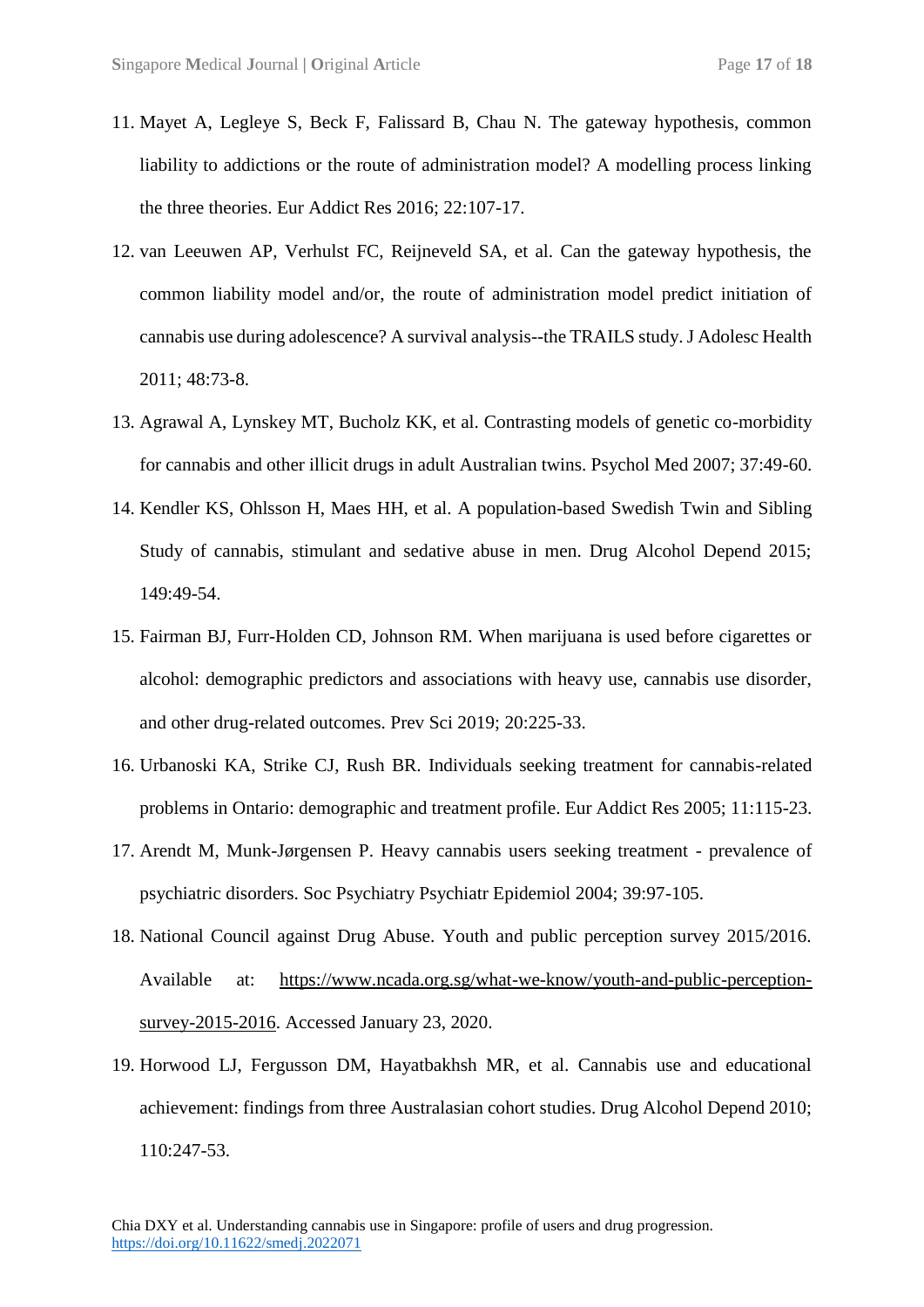11. Mayet A, Legleye S, Beck F, Falissard B, Chau N. The gateway hypothesis, common liability to addictions or the route of administration model? A modelling process linking the three theories. Eur Addict Res 2016; 22:107-17.
12. van Leeuwen AP, Verhulst FC, Reijneveld SA, et al. Can the gateway hypothesis, the common liability model and/or, the route of administration model predict initiation of cannabis use during adolescence? A survival analysis--the TRAILS study. J Adolesc Health 2011; 48:73-8.
13. Agrawal A, Lynskey MT, Bucholz KK, et al. Contrasting models of genetic co-morbidity for cannabis and other illicit drugs in adult Australian twins. Psychol Med 2007; 37:49-60.
14. Kendler KS, Ohlsson H, Maes HH, et al. A population-based Swedish Twin and Sibling Study of cannabis, stimulant and sedative abuse in men. Drug Alcohol Depend 2015; 149:49-54.
15. Fairman BJ, Furr-Holden CD, Johnson RM. When marijuana is used before cigarettes or alcohol: demographic predictors and associations with heavy use, cannabis use disorder, and other drug-related outcomes. Prev Sci 2019; 20:225-33.
16. Urbanoski KA, Strike CJ, Rush BR. Individuals seeking treatment for cannabis-related problems in Ontario: demographic and treatment profile. Eur Addict Res 2005; 11:115-23.
17. Arendt M, Munk-Jørgensen P. Heavy cannabis users seeking treatment - prevalence of psychiatric disorders. Soc Psychiatry Psychiatr Epidemiol 2004; 39:97-105.
18. National Council against Drug Abuse. Youth and public perception survey 2015/2016. Available at: https://www.ncada.org.sg/what-we-know/youth-and-public-perception-survey-2015-2016. Accessed January 23, 2020.
19. Horwood LJ, Fergusson DM, Hayatbakhsh MR, et al. Cannabis use and educational achievement: findings from three Australasian cohort studies. Drug Alcohol Depend 2010; 110:247-53.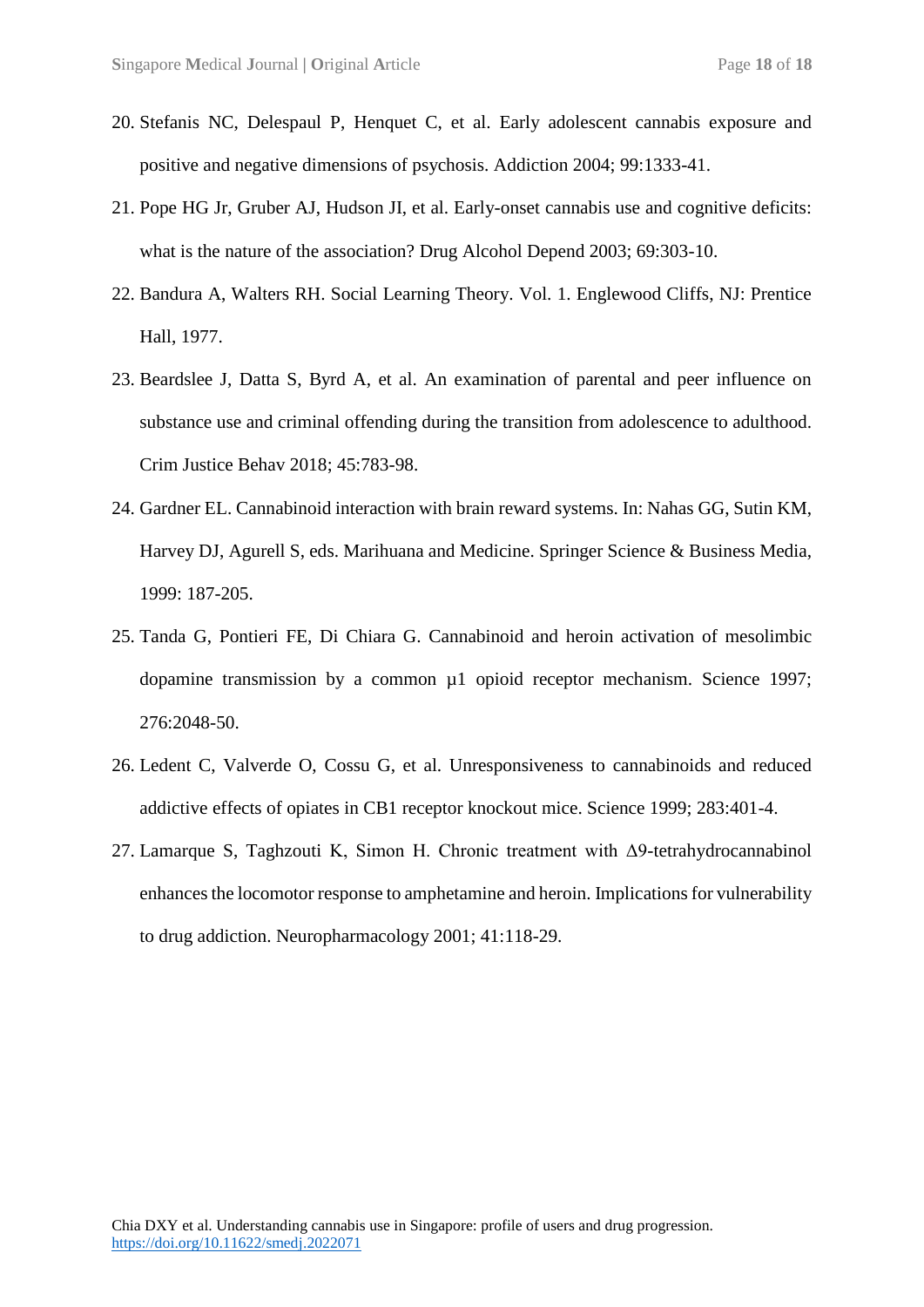20. Stefanis NC, Delespaul P, Henquet C, et al. Early adolescent cannabis exposure and positive and negative dimensions of psychosis. Addiction 2004; 99:1333-41.
21. Pope HG Jr, Gruber AJ, Hudson JI, et al. Early-onset cannabis use and cognitive deficits: what is the nature of the association? Drug Alcohol Depend 2003; 69:303-10.
22. Bandura A, Walters RH. Social Learning Theory. Vol. 1. Englewood Cliffs, NJ: Prentice Hall, 1977.
23. Beardslee J, Datta S, Byrd A, et al. An examination of parental and peer influence on substance use and criminal offending during the transition from adolescence to adulthood. Crim Justice Behav 2018; 45:783-98.
24. Gardner EL. Cannabinoid interaction with brain reward systems. In: Nahas GG, Sutin KM, Harvey DJ, Agurell S, eds. Marihuana and Medicine. Springer Science & Business Media, 1999: 187-205.
25. Tanda G, Pontieri FE, Di Chiara G. Cannabinoid and heroin activation of mesolimbic dopamine transmission by a common μ1 opioid receptor mechanism. Science 1997; 276:2048-50.
26. Ledent C, Valverde O, Cossu G, et al. Unresponsiveness to cannabinoids and reduced addictive effects of opiates in CB1 receptor knockout mice. Science 1999; 283:401-4.
27. Lamarque S, Taghzouti K, Simon H. Chronic treatment with Δ9-tetrahydrocannabinol enhances the locomotor response to amphetamine and heroin. Implications for vulnerability to drug addiction. Neuropharmacology 2001; 41:118-29.